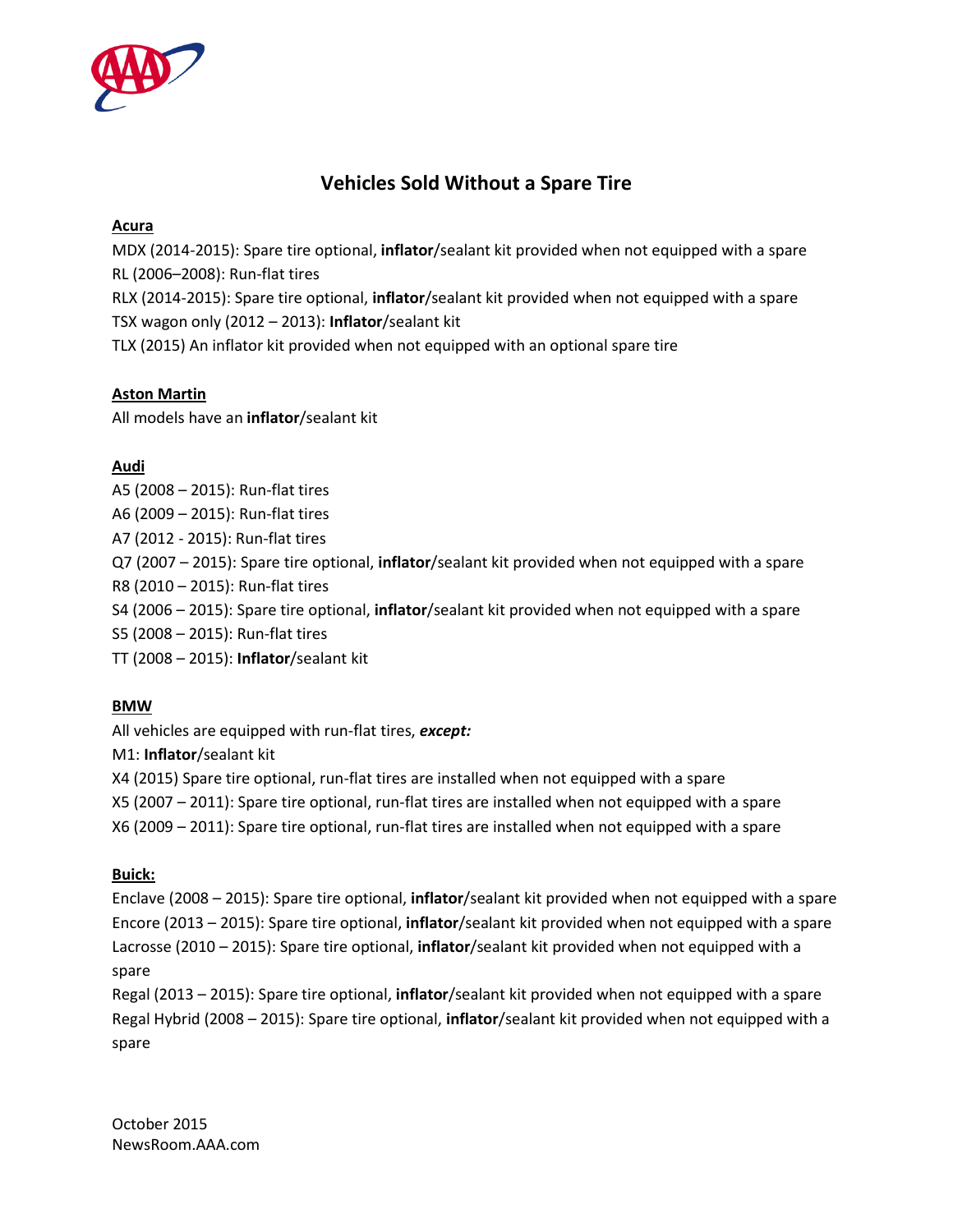# Vehicles Sold Without a Spare Tire

**Acura**

MDX (2014-2015): Spare tire optional, **inflator**/sealant kit provided when not equipped with a spare
RL (2006–2008): Run-flat tires
RLX (2014-2015): Spare tire optional, **inflator**/sealant kit provided when not equipped with a spare
TSX wagon only (2012 – 2013): **Inflator**/sealant kit
TLX (2015) An inflator kit provided when not equipped with an optional spare tire

**Aston Martin**

All models have an **inflator**/sealant kit

**Audi**

A5 (2008 – 2015): Run-flat tires
A6 (2009 – 2015): Run-flat tires
A7 (2012 - 2015): Run-flat tires
Q7 (2007 – 2015): Spare tire optional, **inflator**/sealant kit provided when not equipped with a spare
R8 (2010 – 2015): Run-flat tires
S4 (2006 – 2015): Spare tire optional, **inflator**/sealant kit provided when not equipped with a spare
S5 (2008 – 2015): Run-flat tires
TT (2008 – 2015): **Inflator**/sealant kit

**BMW**

All vehicles are equipped with run-flat tires, ***except:***
M1: **Inflator**/sealant kit
X4 (2015) Spare tire optional, run-flat tires are installed when not equipped with a spare
X5 (2007 – 2011): Spare tire optional, run-flat tires are installed when not equipped with a spare
X6 (2009 – 2011): Spare tire optional, run-flat tires are installed when not equipped with a spare

**Buick:**

Enclave (2008 – 2015): Spare tire optional, **inflator**/sealant kit provided when not equipped with a spare
Encore (2013 – 2015): Spare tire optional, **inflator**/sealant kit provided when not equipped with a spare
Lacrosse (2010 – 2015): Spare tire optional, **inflator**/sealant kit provided when not equipped with a spare
Regal (2013 – 2015): Spare tire optional, **inflator**/sealant kit provided when not equipped with a spare
Regal Hybrid (2008 – 2015): Spare tire optional, **inflator**/sealant kit provided when not equipped with a spare

October 2015
NewsRoom.AAA.com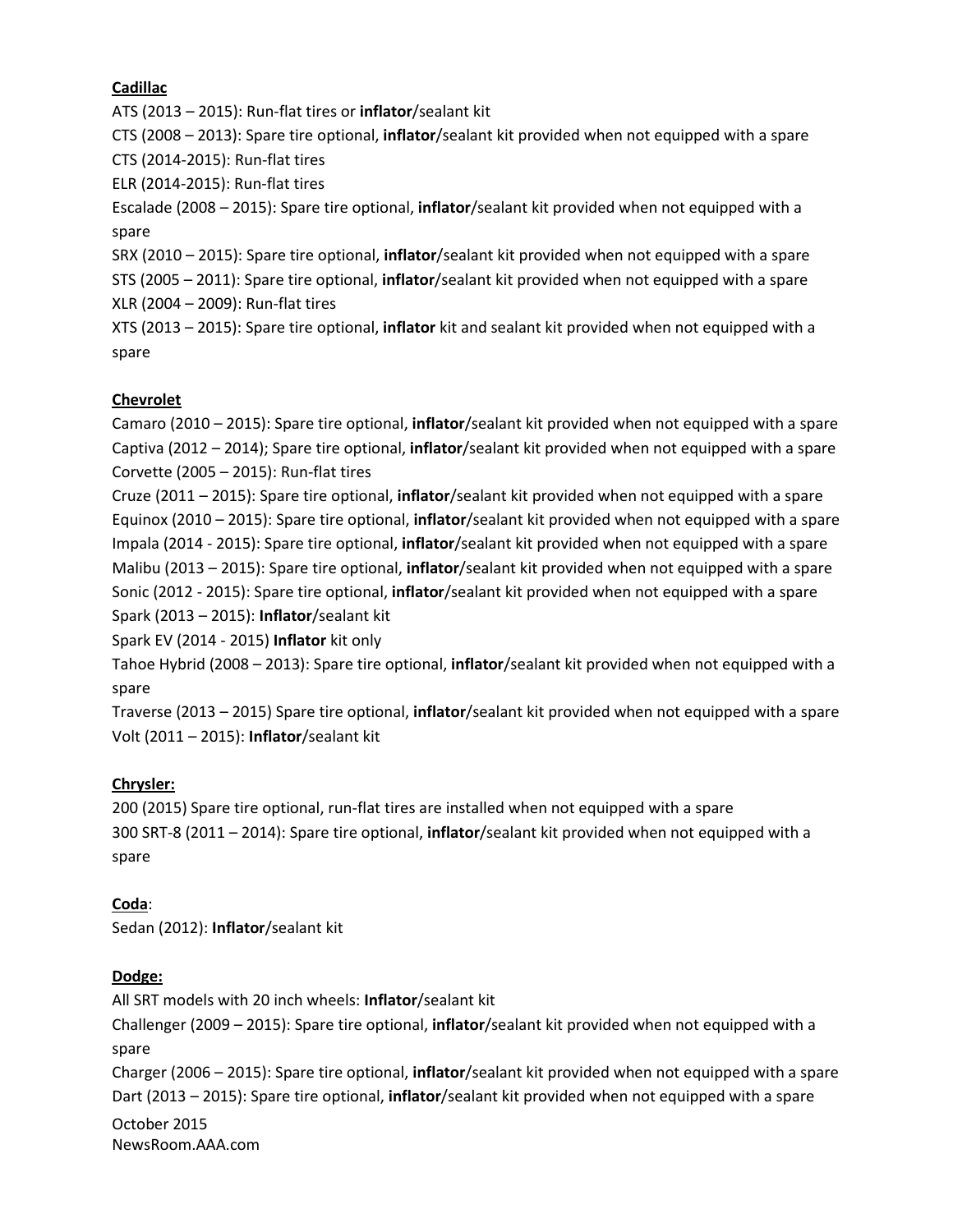**Cadillac**

ATS (2013 – 2015): Run-flat tires or **inflator**/sealant kit

CTS (2008 – 2013): Spare tire optional, **inflator**/sealant kit provided when not equipped with a spare

CTS (2014-2015): Run-flat tires

ELR (2014-2015): Run-flat tires

Escalade (2008 – 2015): Spare tire optional, **inflator**/sealant kit provided when not equipped with a spare

SRX (2010 – 2015): Spare tire optional, **inflator**/sealant kit provided when not equipped with a spare

STS (2005 – 2011): Spare tire optional, **inflator**/sealant kit provided when not equipped with a spare

XLR (2004 – 2009): Run-flat tires

XTS (2013 – 2015): Spare tire optional, **inflator** kit and sealant kit provided when not equipped with a spare

**Chevrolet**

Camaro (2010 – 2015): Spare tire optional, **inflator**/sealant kit provided when not equipped with a spare

Captiva (2012 – 2014); Spare tire optional, **inflator**/sealant kit provided when not equipped with a spare

Corvette (2005 – 2015): Run-flat tires

Cruze (2011 – 2015): Spare tire optional, **inflator**/sealant kit provided when not equipped with a spare

Equinox (2010 – 2015): Spare tire optional, **inflator**/sealant kit provided when not equipped with a spare

Impala (2014 - 2015): Spare tire optional, **inflator**/sealant kit provided when not equipped with a spare

Malibu (2013 – 2015): Spare tire optional, **inflator**/sealant kit provided when not equipped with a spare

Sonic (2012 - 2015): Spare tire optional, **inflator**/sealant kit provided when not equipped with a spare

Spark (2013 – 2015): **Inflator**/sealant kit

Spark EV (2014 - 2015) **Inflator** kit only

Tahoe Hybrid (2008 – 2013): Spare tire optional, **inflator**/sealant kit provided when not equipped with a spare

Traverse (2013 – 2015) Spare tire optional, **inflator**/sealant kit provided when not equipped with a spare

Volt (2011 – 2015): **Inflator**/sealant kit

**Chrysler:**

200 (2015) Spare tire optional, run-flat tires are installed when not equipped with a spare

300 SRT-8 (2011 – 2014): Spare tire optional, **inflator**/sealant kit provided when not equipped with a spare

**Coda**:

Sedan (2012): **Inflator**/sealant kit

**Dodge:**

All SRT models with 20 inch wheels: **Inflator**/sealant kit

Challenger (2009 – 2015): Spare tire optional, **inflator**/sealant kit provided when not equipped with a spare

Charger (2006 – 2015): Spare tire optional, **inflator**/sealant kit provided when not equipped with a spare

Dart (2013 – 2015): Spare tire optional, **inflator**/sealant kit provided when not equipped with a spare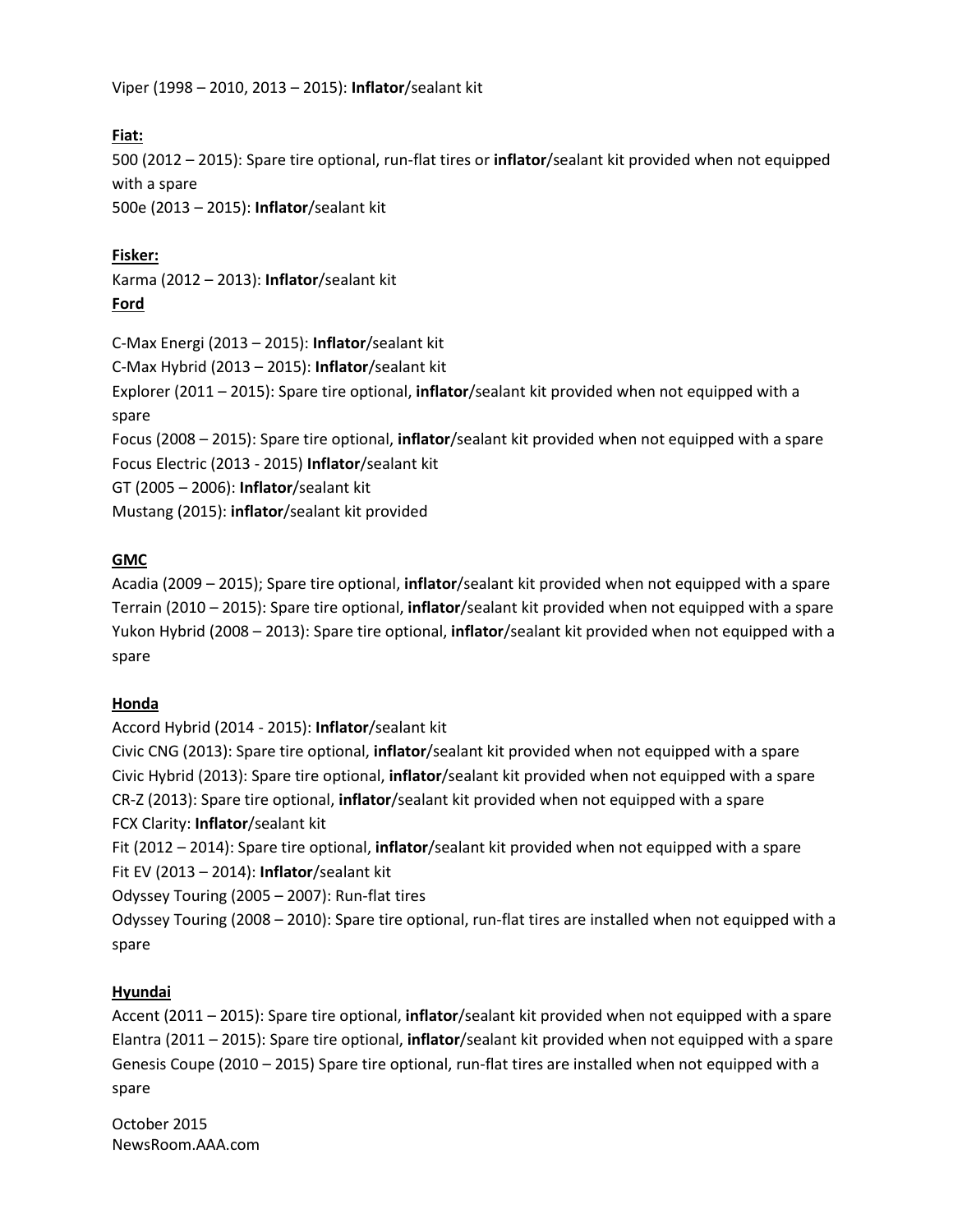Viper (1998 – 2010, 2013 – 2015): **Inflator**/sealant kit

**Fiat:**

500 (2012 – 2015): Spare tire optional, run-flat tires or **inflator**/sealant kit provided when not equipped with a spare
500e (2013 – 2015): **Inflator**/sealant kit

**Fisker:**

Karma (2012 – 2013): **Inflator**/sealant kit

**Ford**

C-Max Energi (2013 – 2015): **Inflator**/sealant kit
C-Max Hybrid (2013 – 2015): **Inflator**/sealant kit
Explorer (2011 – 2015): Spare tire optional, **inflator**/sealant kit provided when not equipped with a spare
Focus (2008 – 2015): Spare tire optional, **inflator**/sealant kit provided when not equipped with a spare
Focus Electric (2013 - 2015) **Inflator**/sealant kit
GT (2005 – 2006): **Inflator**/sealant kit
Mustang (2015): **inflator**/sealant kit provided

**GMC**

Acadia (2009 – 2015); Spare tire optional, **inflator**/sealant kit provided when not equipped with a spare
Terrain (2010 – 2015): Spare tire optional, **inflator**/sealant kit provided when not equipped with a spare
Yukon Hybrid (2008 – 2013): Spare tire optional, **inflator**/sealant kit provided when not equipped with a spare

**Honda**

Accord Hybrid (2014 - 2015): **Inflator**/sealant kit
Civic CNG (2013): Spare tire optional, **inflator**/sealant kit provided when not equipped with a spare
Civic Hybrid (2013): Spare tire optional, **inflator**/sealant kit provided when not equipped with a spare
CR-Z (2013): Spare tire optional, **inflator**/sealant kit provided when not equipped with a spare
FCX Clarity: **Inflator**/sealant kit
Fit (2012 – 2014): Spare tire optional, **inflator**/sealant kit provided when not equipped with a spare
Fit EV (2013 – 2014): **Inflator**/sealant kit
Odyssey Touring (2005 – 2007): Run-flat tires
Odyssey Touring (2008 – 2010): Spare tire optional, run-flat tires are installed when not equipped with a spare

**Hyundai**

Accent (2011 – 2015): Spare tire optional, **inflator**/sealant kit provided when not equipped with a spare
Elantra (2011 – 2015): Spare tire optional, **inflator**/sealant kit provided when not equipped with a spare
Genesis Coupe (2010 – 2015) Spare tire optional, run-flat tires are installed when not equipped with a spare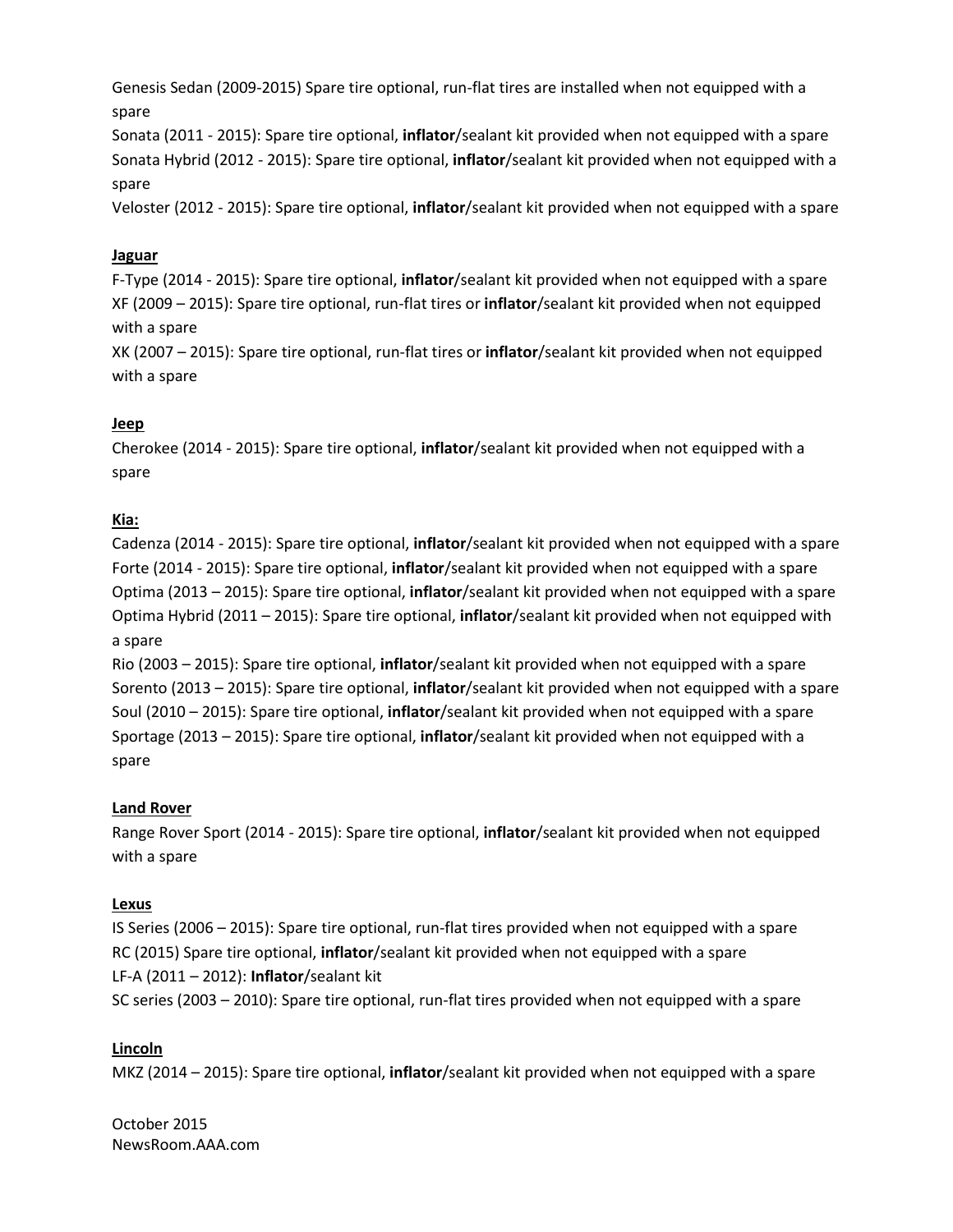Genesis Sedan (2009-2015) Spare tire optional, run-flat tires are installed when not equipped with a spare

Sonata (2011 - 2015): Spare tire optional, **inflator**/sealant kit provided when not equipped with a spare

Sonata Hybrid (2012 - 2015): Spare tire optional, **inflator**/sealant kit provided when not equipped with a spare

Veloster (2012 - 2015): Spare tire optional, **inflator**/sealant kit provided when not equipped with a spare

**Jaguar**

F-Type (2014 - 2015): Spare tire optional, **inflator**/sealant kit provided when not equipped with a spare

XF (2009 – 2015): Spare tire optional, run-flat tires or **inflator**/sealant kit provided when not equipped with a spare

XK (2007 – 2015): Spare tire optional, run-flat tires or **inflator**/sealant kit provided when not equipped with a spare

**Jeep**

Cherokee (2014 - 2015): Spare tire optional, **inflator**/sealant kit provided when not equipped with a spare

**Kia:**

Cadenza (2014 - 2015): Spare tire optional, **inflator**/sealant kit provided when not equipped with a spare

Forte (2014 - 2015): Spare tire optional, **inflator**/sealant kit provided when not equipped with a spare

Optima (2013 – 2015): Spare tire optional, **inflator**/sealant kit provided when not equipped with a spare

Optima Hybrid (2011 – 2015): Spare tire optional, **inflator**/sealant kit provided when not equipped with a spare

Rio (2003 – 2015): Spare tire optional, **inflator**/sealant kit provided when not equipped with a spare

Sorento (2013 – 2015): Spare tire optional, **inflator**/sealant kit provided when not equipped with a spare

Soul (2010 – 2015): Spare tire optional, **inflator**/sealant kit provided when not equipped with a spare

Sportage (2013 – 2015): Spare tire optional, **inflator**/sealant kit provided when not equipped with a spare

**Land Rover**

Range Rover Sport (2014 - 2015): Spare tire optional, **inflator**/sealant kit provided when not equipped with a spare

**Lexus**

IS Series (2006 – 2015): Spare tire optional, run-flat tires provided when not equipped with a spare

RC (2015) Spare tire optional, **inflator**/sealant kit provided when not equipped with a spare

LF-A (2011 – 2012): **Inflator**/sealant kit

SC series (2003 – 2010): Spare tire optional, run-flat tires provided when not equipped with a spare

**Lincoln**

MKZ (2014 – 2015): Spare tire optional, **inflator**/sealant kit provided when not equipped with a spare

October 2015
NewsRoom.AAA.com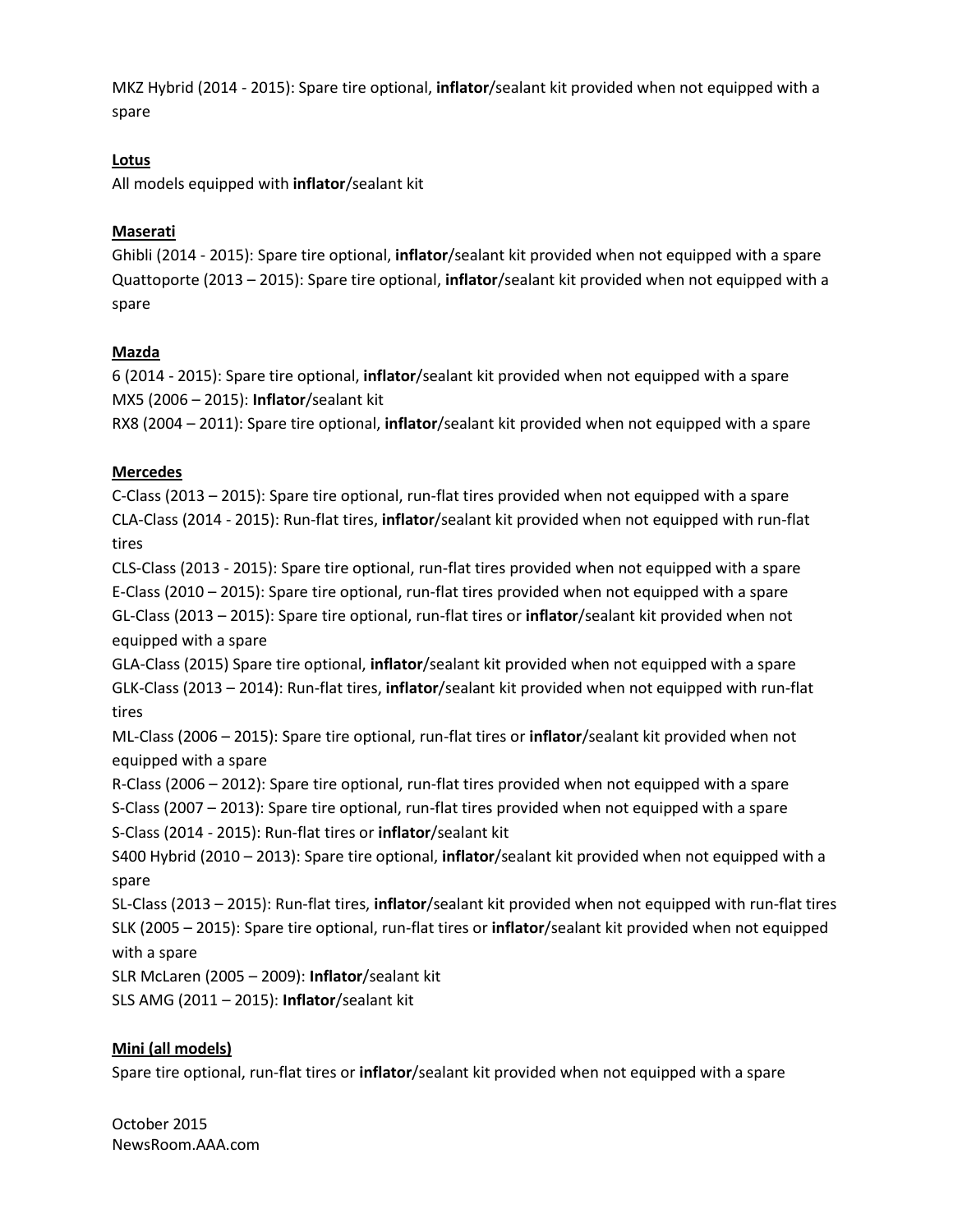MKZ Hybrid (2014 - 2015): Spare tire optional, **inflator**/sealant kit provided when not equipped with a spare

**Lotus**
All models equipped with **inflator**/sealant kit

**Maserati**
Ghibli (2014 - 2015): Spare tire optional, **inflator**/sealant kit provided when not equipped with a spare
Quattoporte (2013 – 2015): Spare tire optional, **inflator**/sealant kit provided when not equipped with a spare

**Mazda**
6 (2014 - 2015): Spare tire optional, **inflator**/sealant kit provided when not equipped with a spare
MX5 (2006 – 2015): **Inflator**/sealant kit
RX8 (2004 – 2011): Spare tire optional, **inflator**/sealant kit provided when not equipped with a spare

**Mercedes**
C-Class (2013 – 2015): Spare tire optional, run-flat tires provided when not equipped with a spare
CLA-Class (2014 - 2015): Run-flat tires, **inflator**/sealant kit provided when not equipped with run-flat tires
CLS-Class (2013 - 2015): Spare tire optional, run-flat tires provided when not equipped with a spare
E-Class (2010 – 2015): Spare tire optional, run-flat tires provided when not equipped with a spare
GL-Class (2013 – 2015): Spare tire optional, run-flat tires or **inflator**/sealant kit provided when not equipped with a spare
GLA-Class (2015) Spare tire optional, **inflator**/sealant kit provided when not equipped with a spare
GLK-Class (2013 – 2014): Run-flat tires, **inflator**/sealant kit provided when not equipped with run-flat tires
ML-Class (2006 – 2015): Spare tire optional, run-flat tires or **inflator**/sealant kit provided when not equipped with a spare
R-Class (2006 – 2012): Spare tire optional, run-flat tires provided when not equipped with a spare
S-Class (2007 – 2013): Spare tire optional, run-flat tires provided when not equipped with a spare
S-Class (2014 - 2015): Run-flat tires or **inflator**/sealant kit
S400 Hybrid (2010 – 2013): Spare tire optional, **inflator**/sealant kit provided when not equipped with a spare
SL-Class (2013 – 2015): Run-flat tires, **inflator**/sealant kit provided when not equipped with run-flat tires
SLK (2005 – 2015): Spare tire optional, run-flat tires or **inflator**/sealant kit provided when not equipped with a spare
SLR McLaren (2005 – 2009): **Inflator**/sealant kit
SLS AMG (2011 – 2015): **Inflator**/sealant kit

**Mini (all models)**
Spare tire optional, run-flat tires or **inflator**/sealant kit provided when not equipped with a spare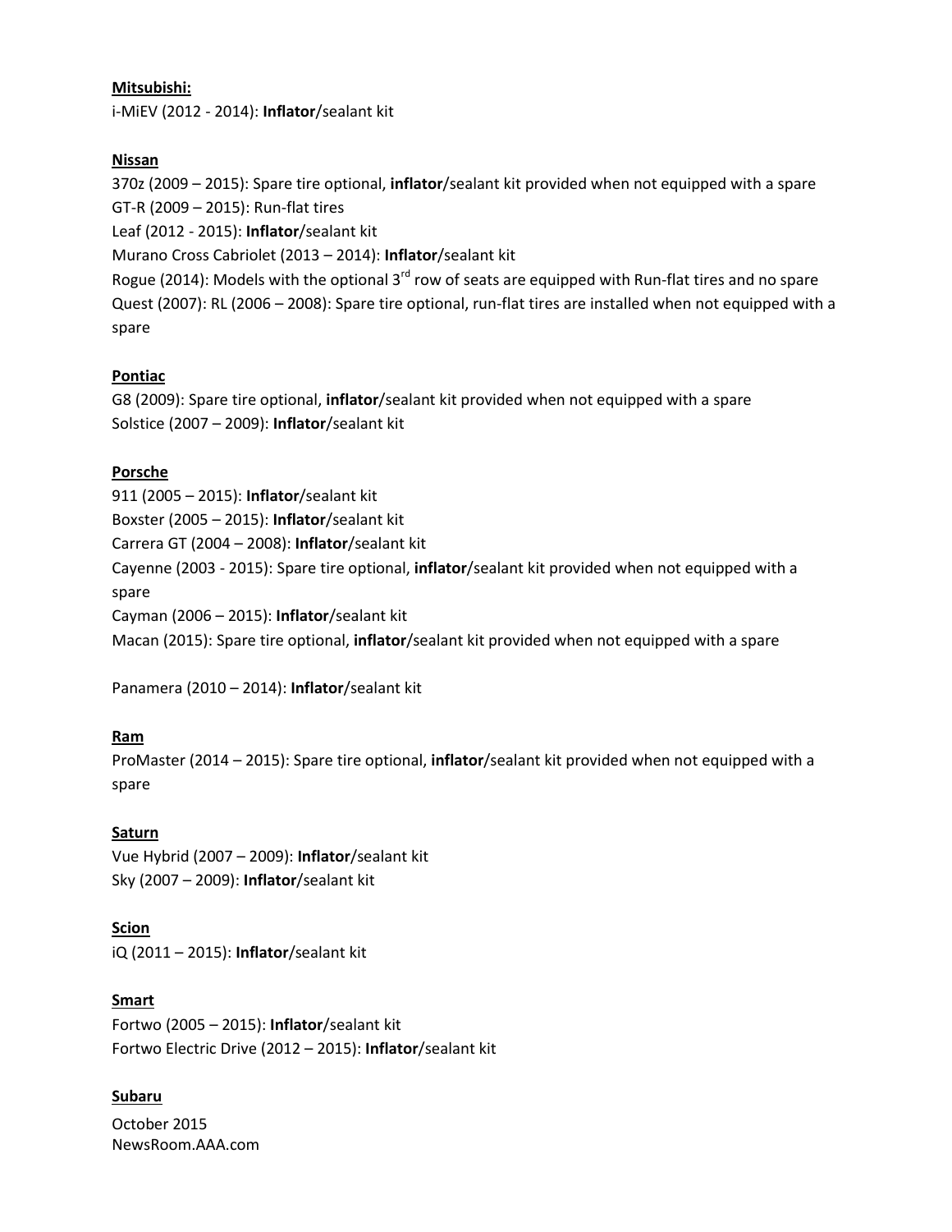**Mitsubishi:**

i-MiEV (2012 - 2014): **Inflator**/sealant kit

**Nissan**

370z (2009 – 2015): Spare tire optional, **inflator**/sealant kit provided when not equipped with a spare
GT-R (2009 – 2015): Run-flat tires
Leaf (2012 - 2015): **Inflator**/sealant kit
Murano Cross Cabriolet (2013 – 2014): **Inflator**/sealant kit
Rogue (2014): Models with the optional 3rd row of seats are equipped with Run-flat tires and no spare
Quest (2007): RL (2006 – 2008): Spare tire optional, run-flat tires are installed when not equipped with a spare

**Pontiac**

G8 (2009): Spare tire optional, **inflator**/sealant kit provided when not equipped with a spare
Solstice (2007 – 2009): **Inflator**/sealant kit

**Porsche**

911 (2005 – 2015): **Inflator**/sealant kit
Boxster (2005 – 2015): **Inflator**/sealant kit
Carrera GT (2004 – 2008): **Inflator**/sealant kit
Cayenne (2003 - 2015): Spare tire optional, **inflator**/sealant kit provided when not equipped with a spare
Cayman (2006 – 2015): **Inflator**/sealant kit
Macan (2015): Spare tire optional, **inflator**/sealant kit provided when not equipped with a spare

Panamera (2010 – 2014): **Inflator**/sealant kit

**Ram**

ProMaster (2014 – 2015): Spare tire optional, **inflator**/sealant kit provided when not equipped with a spare

**Saturn**

Vue Hybrid (2007 – 2009): **Inflator**/sealant kit
Sky (2007 – 2009): **Inflator**/sealant kit

**Scion**

iQ (2011 – 2015): **Inflator**/sealant kit

**Smart**

Fortwo (2005 – 2015): **Inflator**/sealant kit
Fortwo Electric Drive (2012 – 2015): **Inflator**/sealant kit

**Subaru**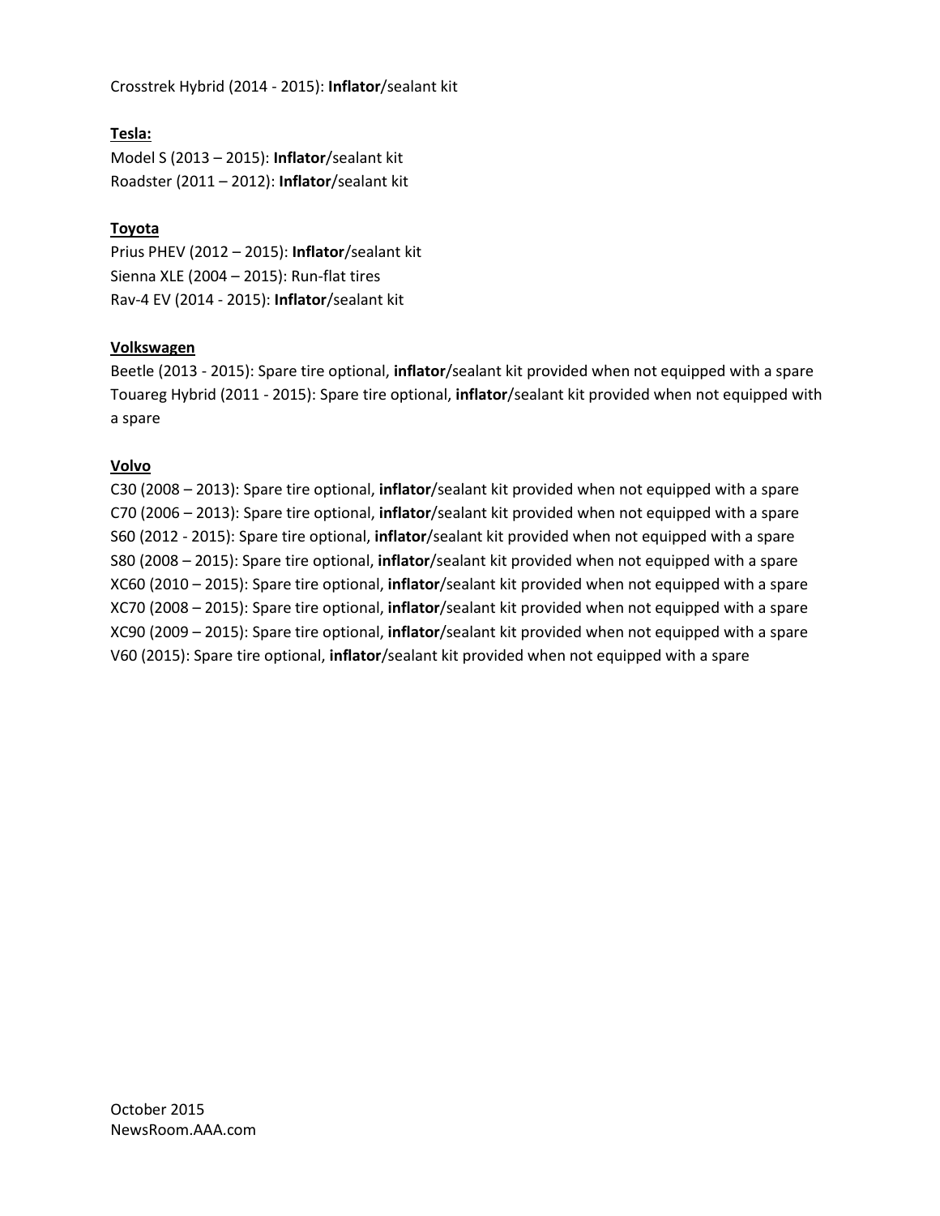Crosstrek Hybrid (2014 - 2015): **Inflator**/sealant kit

**Tesla:**

Model S (2013 – 2015): **Inflator**/sealant kit
Roadster (2011 – 2012): **Inflator**/sealant kit

**Toyota**

Prius PHEV (2012 – 2015): **Inflator**/sealant kit
Sienna XLE (2004 – 2015): Run-flat tires
Rav-4 EV (2014 - 2015): **Inflator**/sealant kit

**Volkswagen**

Beetle (2013 - 2015): Spare tire optional, **inflator**/sealant kit provided when not equipped with a spare
Touareg Hybrid (2011 - 2015): Spare tire optional, **inflator**/sealant kit provided when not equipped with a spare

**Volvo**

C30 (2008 – 2013): Spare tire optional, **inflator**/sealant kit provided when not equipped with a spare
C70 (2006 – 2013): Spare tire optional, **inflator**/sealant kit provided when not equipped with a spare
S60 (2012 - 2015): Spare tire optional, **inflator**/sealant kit provided when not equipped with a spare
S80 (2008 – 2015): Spare tire optional, **inflator**/sealant kit provided when not equipped with a spare
XC60 (2010 – 2015): Spare tire optional, **inflator**/sealant kit provided when not equipped with a spare
XC70 (2008 – 2015): Spare tire optional, **inflator**/sealant kit provided when not equipped with a spare
XC90 (2009 – 2015): Spare tire optional, **inflator**/sealant kit provided when not equipped with a spare
V60 (2015): Spare tire optional, **inflator**/sealant kit provided when not equipped with a spare